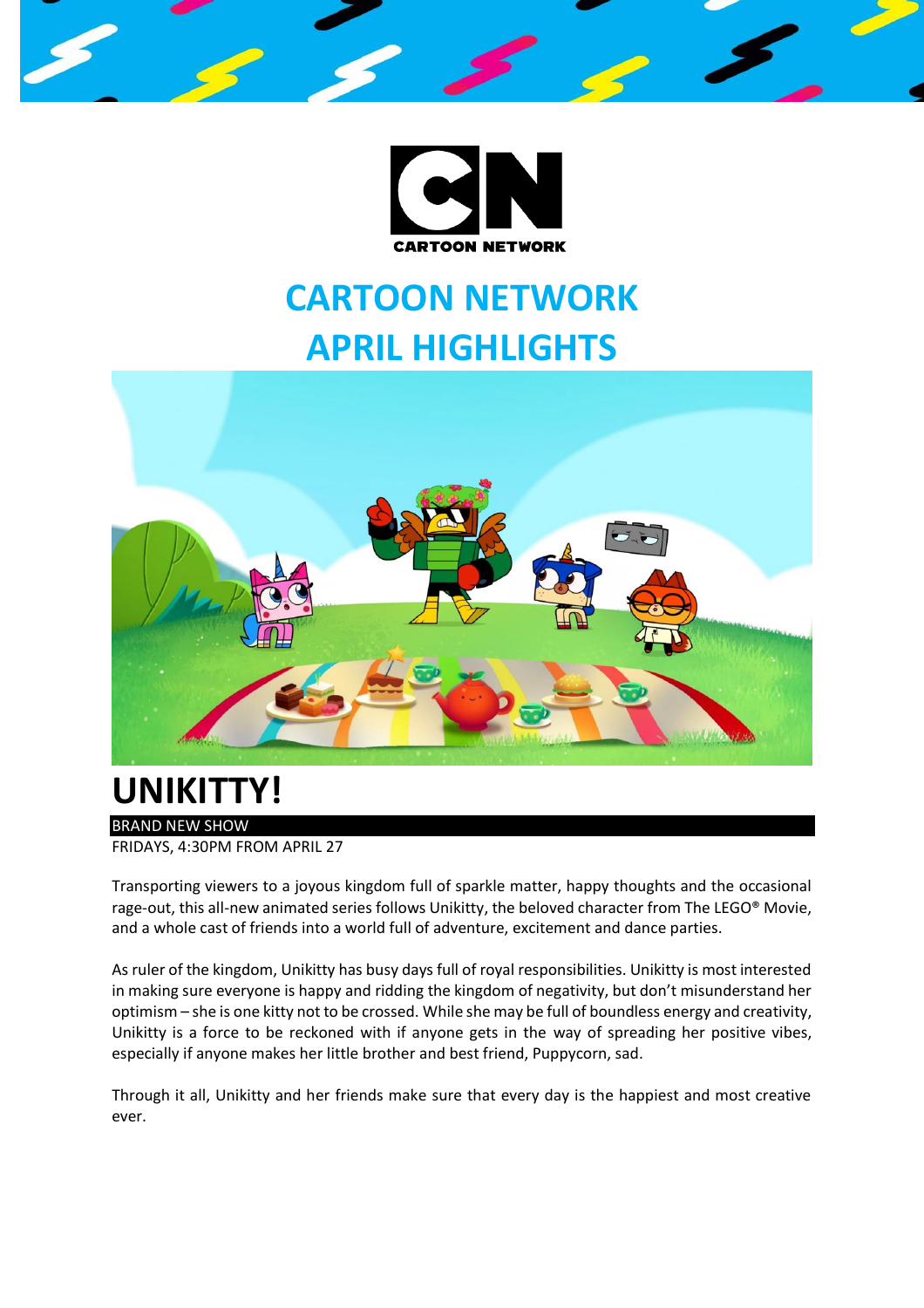# CARTOON NETWORK APRIL HIGHLIGHTS

## UNIKITTY!

BRAND NEW SHOW

FRIDAYS, 4:30PM FROM APRIL 27

Transporting viewers to a joyous kingdom full of sparkle matter, happy thoughts and the occasional rage-out, this all-new animated series follows Unikitty, the beloved character from The LEGO® Movie, and a whole cast of friends into a world full of adventure, excitement and dance parties.

As ruler of the kingdom, Unikitty has busy days full of royal responsibilities. Unikitty is most interested in making sure everyone is happy and ridding the kingdom of negativity, but don't misunderstand her optimism – she is one kitty not to be crossed. While she may be full of boundless energy and creativity, Unikitty is a force to be reckoned with if anyone gets in the way of spreading her positive vibes, especially if anyone makes her little brother and best friend, Puppycorn, sad.

Through it all, Unikitty and her friends make sure that every day is the happiest and most creative ever.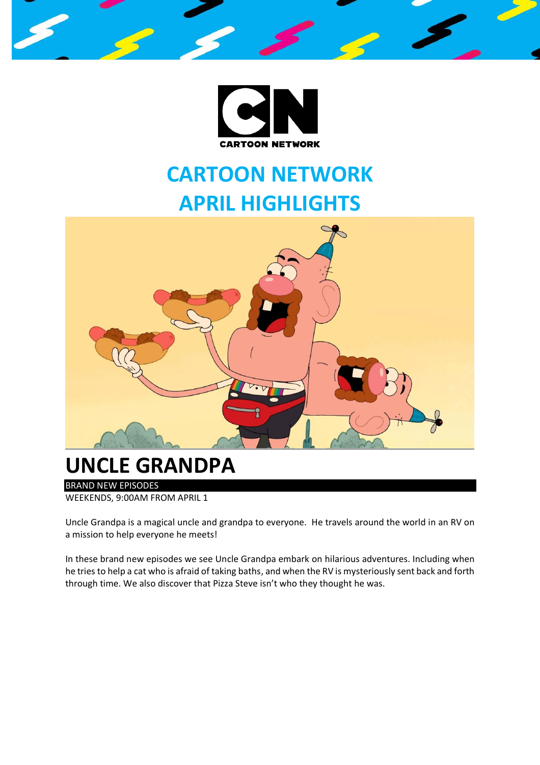CARTOON NETWORK

# CARTOON NETWORK APRIL HIGHLIGHTS

## UNCLE GRANDPA

BRAND NEW EPISODES

WEEKENDS, 9:00AM FROM APRIL 1

Uncle Grandpa is a magical uncle and grandpa to everyone. He travels around the world in an RV on a mission to help everyone he meets!

In these brand new episodes we see Uncle Grandpa embark on hilarious adventures. Including when he tries to help a cat who is afraid of taking baths, and when the RV is mysteriously sent back and forth through time. We also discover that Pizza Steve isn't who they thought he was.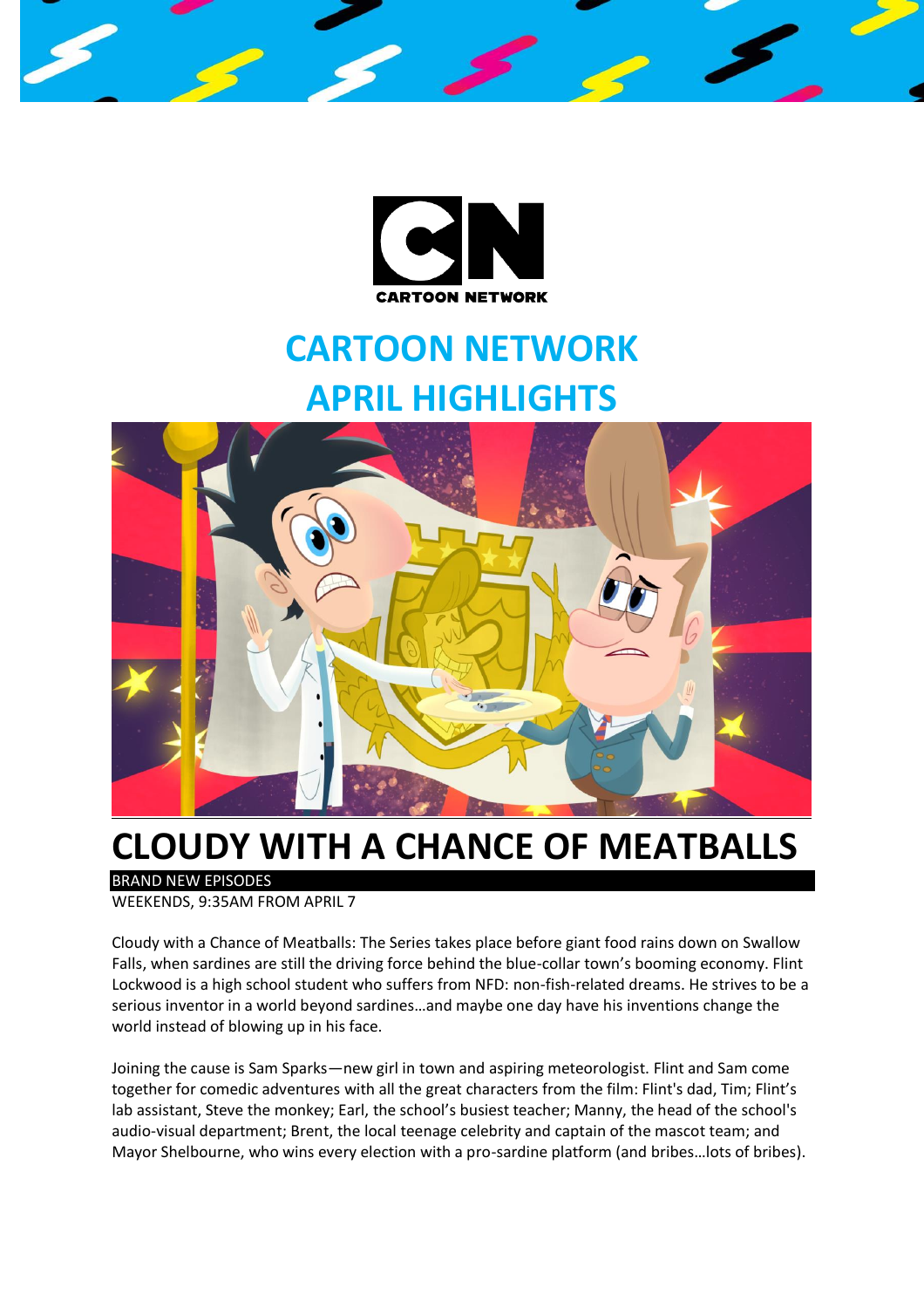# CARTOON NETWORK APRIL HIGHLIGHTS

## CLOUDY WITH A CHANCE OF MEATBALLS

BRAND NEW EPISODES

WEEKENDS, 9:35AM FROM APRIL 7

Cloudy with a Chance of Meatballs: The Series takes place before giant food rains down on Swallow Falls, when sardines are still the driving force behind the blue-collar town's booming economy. Flint Lockwood is a high school student who suffers from NFD: non-fish-related dreams. He strives to be a serious inventor in a world beyond sardines…and maybe one day have his inventions change the world instead of blowing up in his face.

Joining the cause is Sam Sparks—new girl in town and aspiring meteorologist. Flint and Sam come together for comedic adventures with all the great characters from the film: Flint's dad, Tim; Flint's lab assistant, Steve the monkey; Earl, the school's busiest teacher; Manny, the head of the school's audio-visual department; Brent, the local teenage celebrity and captain of the mascot team; and Mayor Shelbourne, who wins every election with a pro-sardine platform (and bribes…lots of bribes).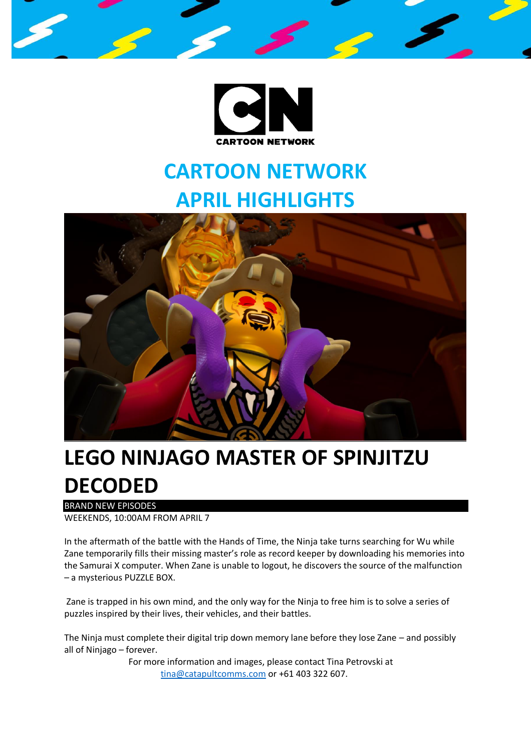CARTOON NETWORK

# CARTOON NETWORK APRIL HIGHLIGHTS

## LEGO NINJAGO MASTER OF SPINJITZU DECODED

BRAND NEW EPISODES

WEEKENDS, 10:00AM FROM APRIL 7

In the aftermath of the battle with the Hands of Time, the Ninja take turns searching for Wu while Zane temporarily fills their missing master's role as record keeper by downloading his memories into the Samurai X computer. When Zane is unable to logout, he discovers the source of the malfunction – a mysterious PUZZLE BOX.

Zane is trapped in his own mind, and the only way for the Ninja to free him is to solve a series of puzzles inspired by their lives, their vehicles, and their battles.

The Ninja must complete their digital trip down memory lane before they lose Zane – and possibly all of Ninjago – forever.

For more information and images, please contact Tina Petrovski at tina@catapultcomms.com or +61 403 322 607.